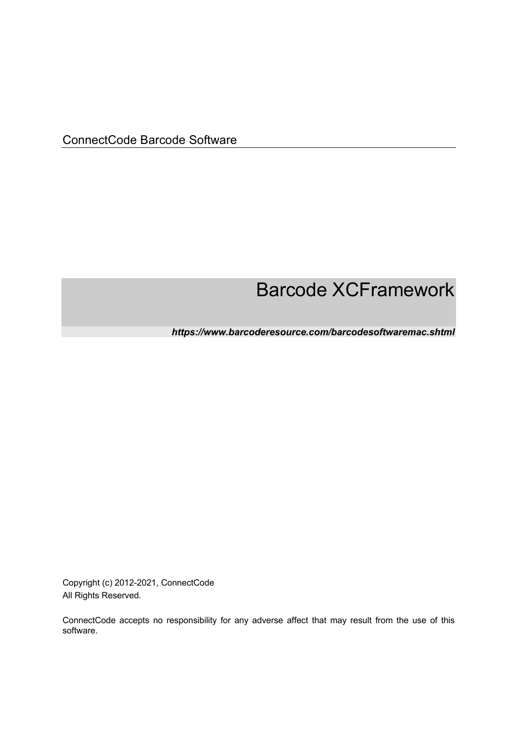ConnectCode Barcode Software

# Barcode XCFramework

***https://www.barcoderesource.com/barcodesoftwaremac.shtml***

Copyright (c) 2012-2021, ConnectCode
All Rights Reserved.

ConnectCode accepts no responsibility for any adverse affect that may result from the use of this software.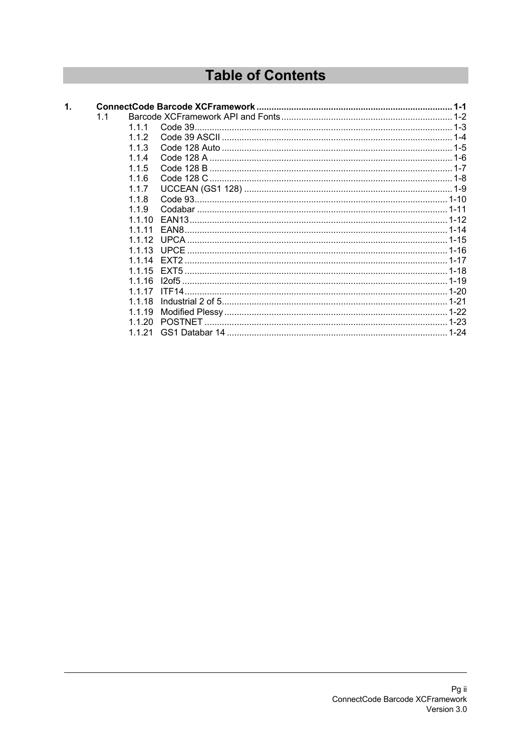# Table of Contents

**1. ConnectCode Barcode XCFramework .......... 1-1**

- 1.1 Barcode XCFramework API and Fonts .......... 1-2
  - 1.1.1 Code 39 .......... 1-3
  - 1.1.2 Code 39 ASCII .......... 1-4
  - 1.1.3 Code 128 Auto .......... 1-5
  - 1.1.4 Code 128 A .......... 1-6
  - 1.1.5 Code 128 B .......... 1-7
  - 1.1.6 Code 128 C .......... 1-8
  - 1.1.7 UCCEAN (GS1 128) .......... 1-9
  - 1.1.8 Code 93 .......... 1-10
  - 1.1.9 Codabar .......... 1-11
  - 1.1.10 EAN13 .......... 1-12
  - 1.1.11 EAN8 .......... 1-14
  - 1.1.12 UPCA .......... 1-15
  - 1.1.13 UPCE .......... 1-16
  - 1.1.14 EXT2 .......... 1-17
  - 1.1.15 EXT5 .......... 1-18
  - 1.1.16 I2of5 .......... 1-19
  - 1.1.17 ITF14 .......... 1-20
  - 1.1.18 Industrial 2 of 5 .......... 1-21
  - 1.1.19 Modified Plessy .......... 1-22
  - 1.1.20 POSTNET .......... 1-23
  - 1.1.21 GS1 Databar 14 .......... 1-24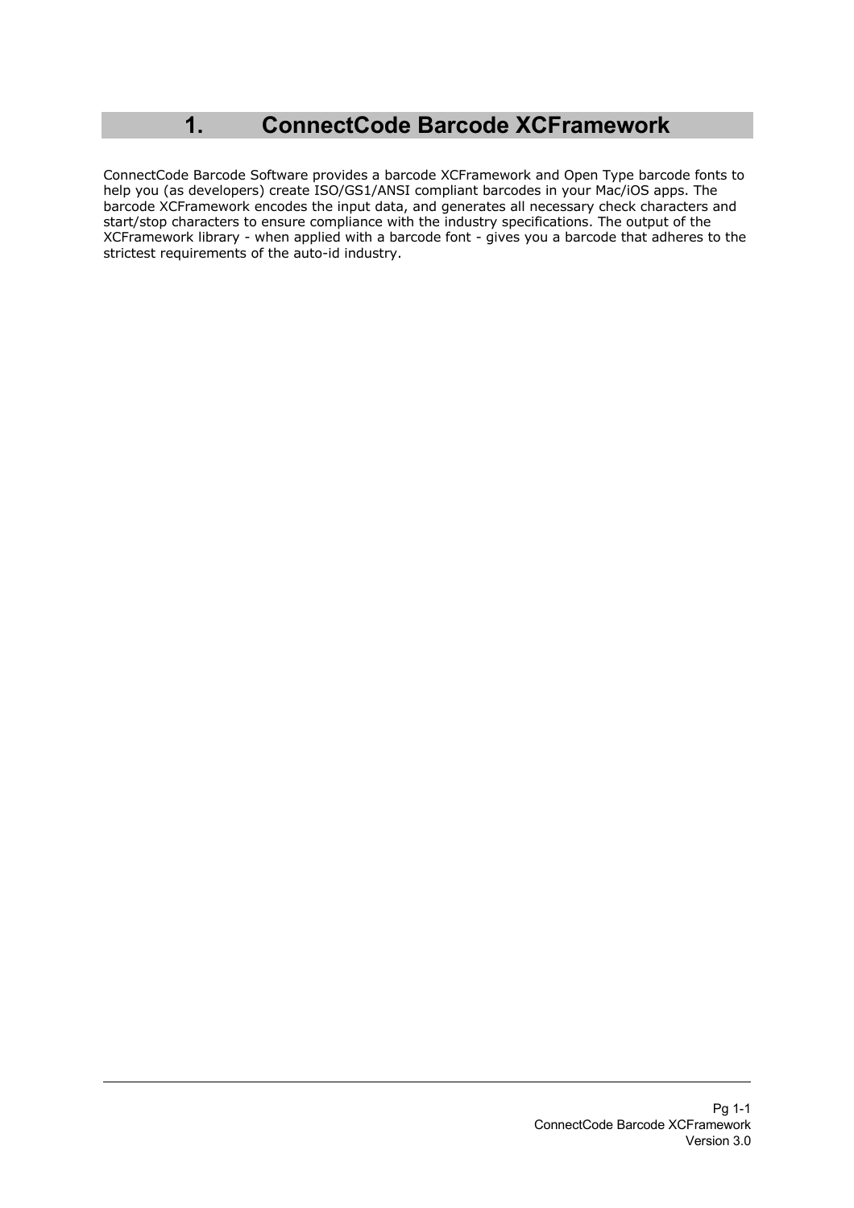# 1. ConnectCode Barcode XCFramework

ConnectCode Barcode Software provides a barcode XCFramework and Open Type barcode fonts to help you (as developers) create ISO/GS1/ANSI compliant barcodes in your Mac/iOS apps. The barcode XCFramework encodes the input data, and generates all necessary check characters and start/stop characters to ensure compliance with the industry specifications. The output of the XCFramework library - when applied with a barcode font - gives you a barcode that adheres to the strictest requirements of the auto-id industry.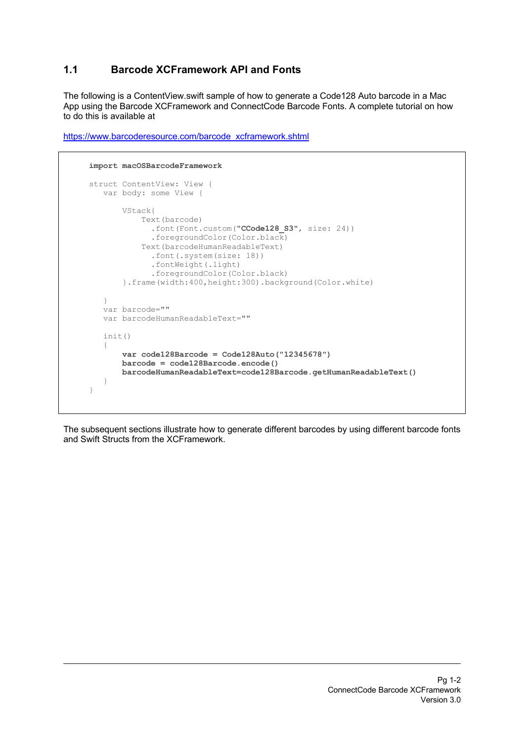## 1.1 Barcode XCFramework API and Fonts

The following is a ContentView.swift sample of how to generate a Code128 Auto barcode in a Mac App using the Barcode XCFramework and ConnectCode Barcode Fonts. A complete tutorial on how to do this is available at

https://www.barcoderesource.com/barcode_xcframework.shtml

```
import macOSBarcodeFramework

struct ContentView: View {
   var body: some View {

       VStack{
           Text(barcode)
             .font(Font.custom("CCode128_S3", size: 24))
             .foregroundColor(Color.black)
           Text(barcodeHumanReadableText)
             .font(.system(size: 18))
             .fontWeight(.light)
             .foregroundColor(Color.black)
       }.frame(width:400,height:300).background(Color.white)

   }
   var barcode=""
   var barcodeHumanReadableText=""

   init()
   {
       var code128Barcode = Code128Auto("12345678")
       barcode = code128Barcode.encode()
       barcodeHumanReadableText=code128Barcode.getHumanReadableText()
   }
}
```

The subsequent sections illustrate how to generate different barcodes by using different barcode fonts and Swift Structs from the XCFramework.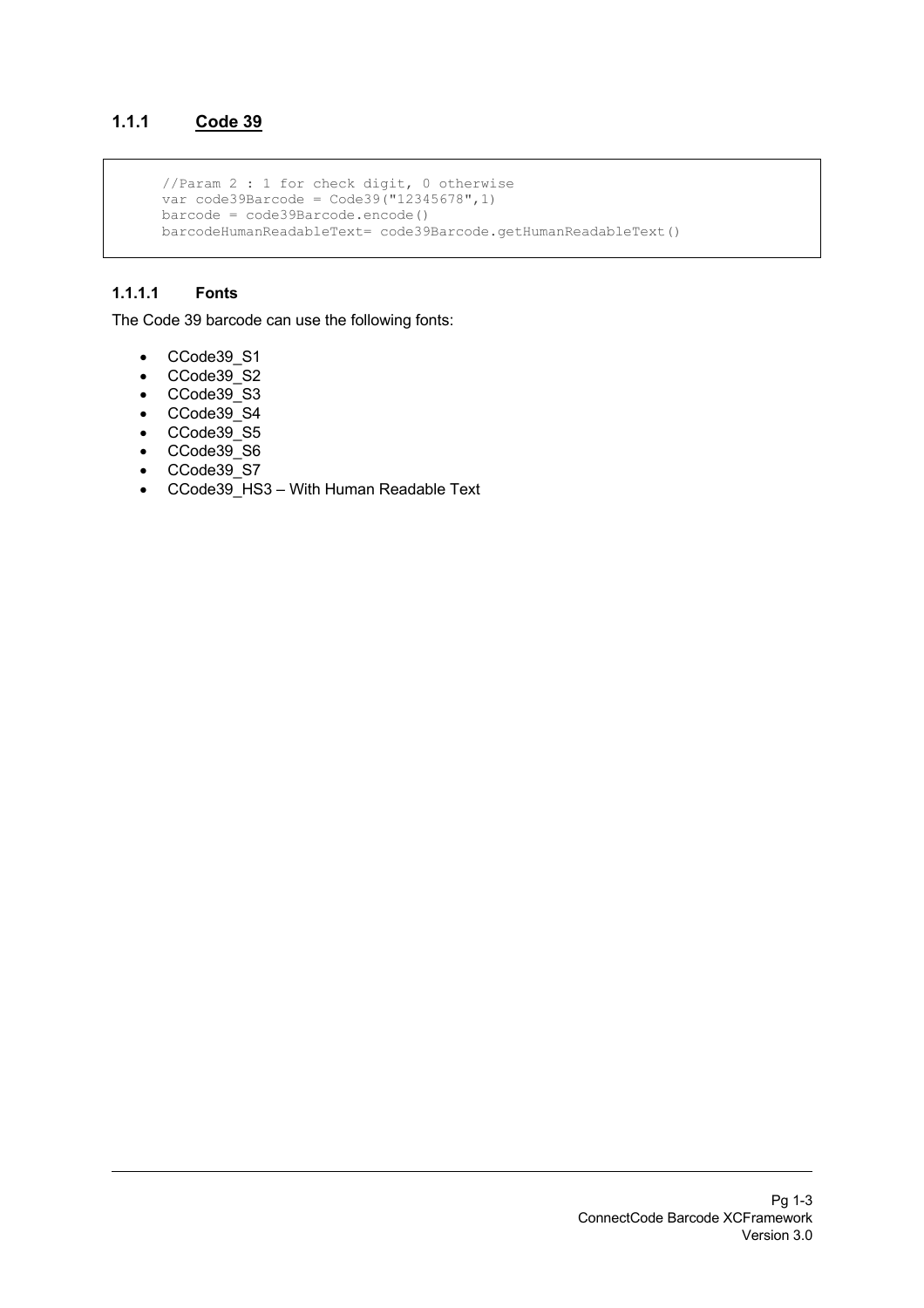### 1.1.1 Code 39

```
//Param 2 : 1 for check digit, 0 otherwise
var code39Barcode = Code39("12345678",1)
barcode = code39Barcode.encode()
barcodeHumanReadableText= code39Barcode.getHumanReadableText()
```

#### 1.1.1.1 Fonts

The Code 39 barcode can use the following fonts:

- CCode39_S1
- CCode39_S2
- CCode39_S3
- CCode39_S4
- CCode39_S5
- CCode39_S6
- CCode39_S7
- CCode39_HS3 – With Human Readable Text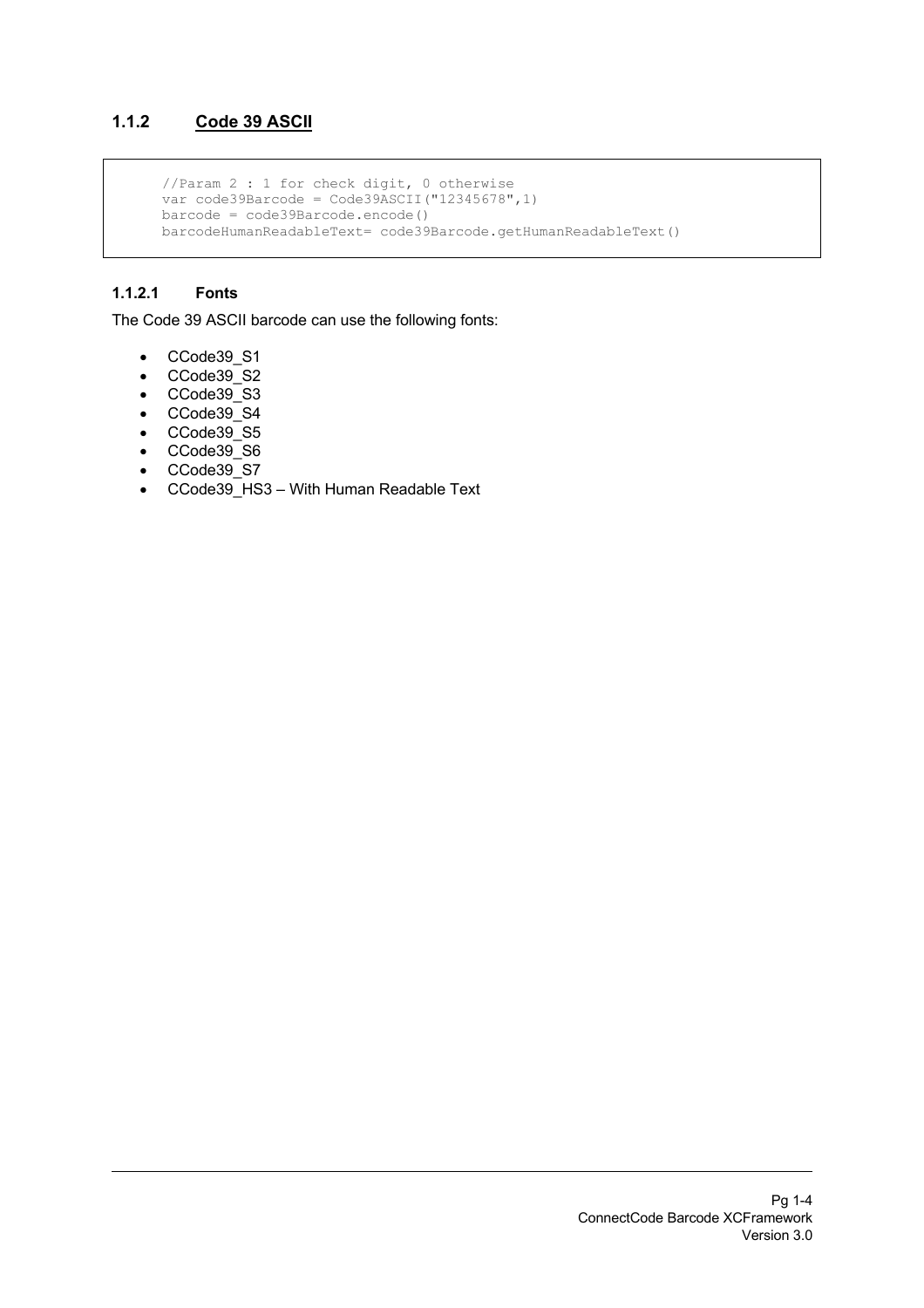### 1.1.2 Code 39 ASCII

```
//Param 2 : 1 for check digit, 0 otherwise
var code39Barcode = Code39ASCII("12345678",1)
barcode = code39Barcode.encode()
barcodeHumanReadableText= code39Barcode.getHumanReadableText()
```

#### 1.1.2.1 Fonts

The Code 39 ASCII barcode can use the following fonts:

- CCode39_S1
- CCode39_S2
- CCode39_S3
- CCode39_S4
- CCode39_S5
- CCode39_S6
- CCode39_S7
- CCode39_HS3 – With Human Readable Text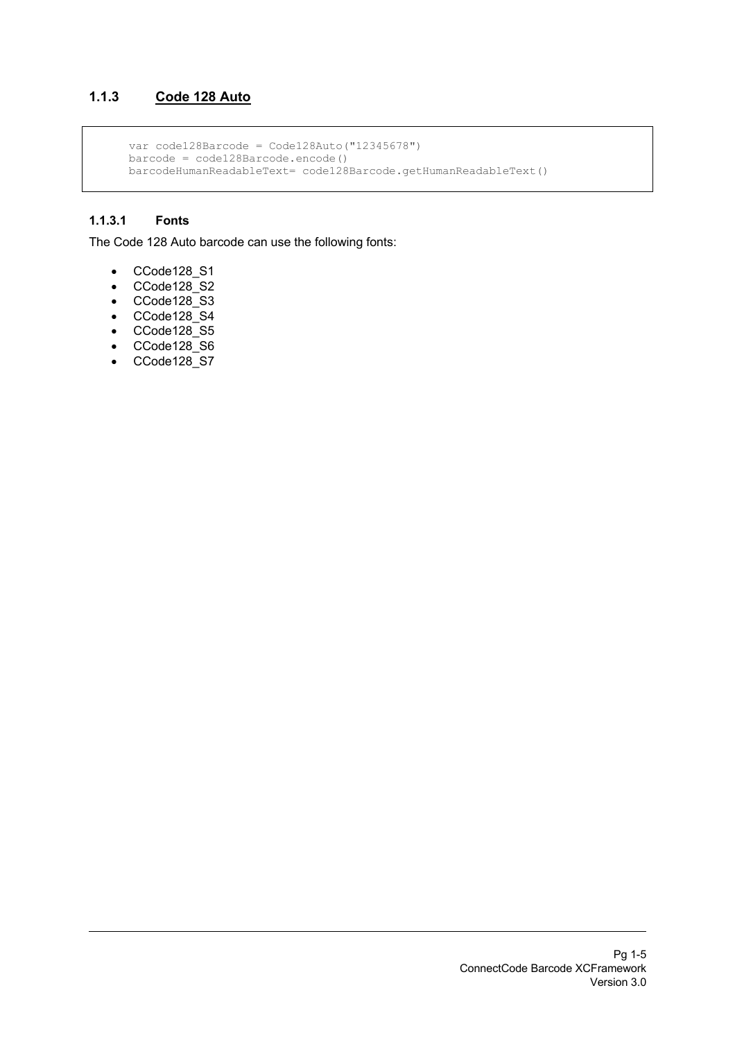### 1.1.3 Code 128 Auto

```
var code128Barcode = Code128Auto("12345678")
barcode = code128Barcode.encode()
barcodeHumanReadableText= code128Barcode.getHumanReadableText()
```

#### 1.1.3.1 Fonts

The Code 128 Auto barcode can use the following fonts:

- CCode128_S1
- CCode128_S2
- CCode128_S3
- CCode128_S4
- CCode128_S5
- CCode128_S6
- CCode128_S7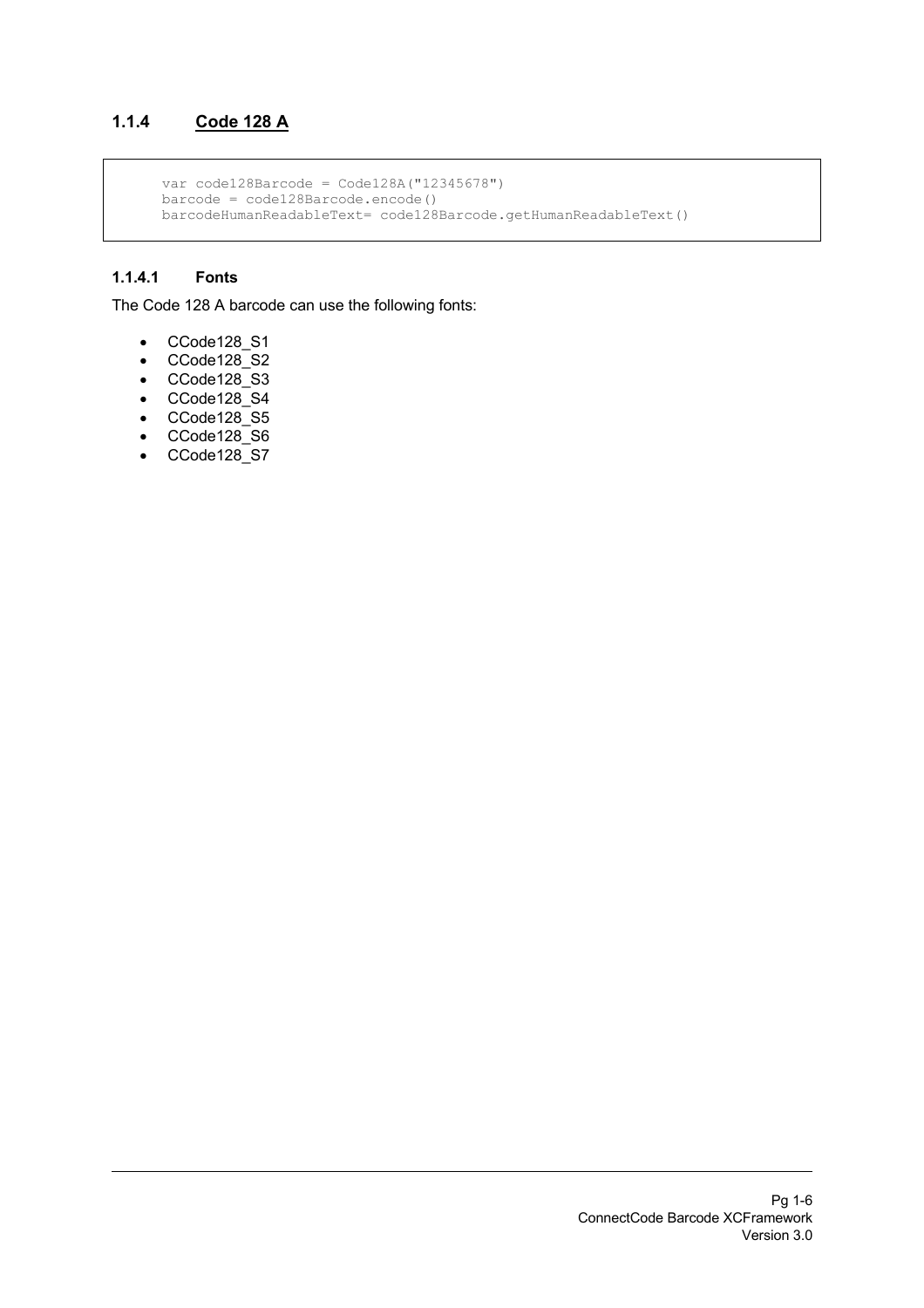## 1.1.4 Code 128 A

```
var code128Barcode = Code128A("12345678")
barcode = code128Barcode.encode()
barcodeHumanReadableText= code128Barcode.getHumanReadableText()
```

### 1.1.4.1 Fonts

The Code 128 A barcode can use the following fonts:

- CCode128_S1
- CCode128_S2
- CCode128_S3
- CCode128_S4
- CCode128_S5
- CCode128_S6
- CCode128_S7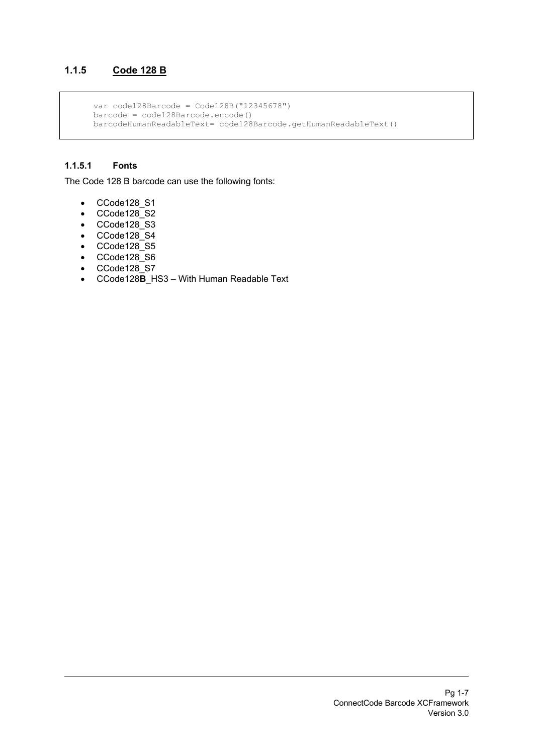### 1.1.5 Code 128 B

```
var code128Barcode = Code128B("12345678")
barcode = code128Barcode.encode()
barcodeHumanReadableText= code128Barcode.getHumanReadableText()
```

#### 1.1.5.1 Fonts

The Code 128 B barcode can use the following fonts:

- CCode128_S1
- CCode128_S2
- CCode128_S3
- CCode128_S4
- CCode128_S5
- CCode128_S6
- CCode128_S7
- CCode128**B**_HS3 – With Human Readable Text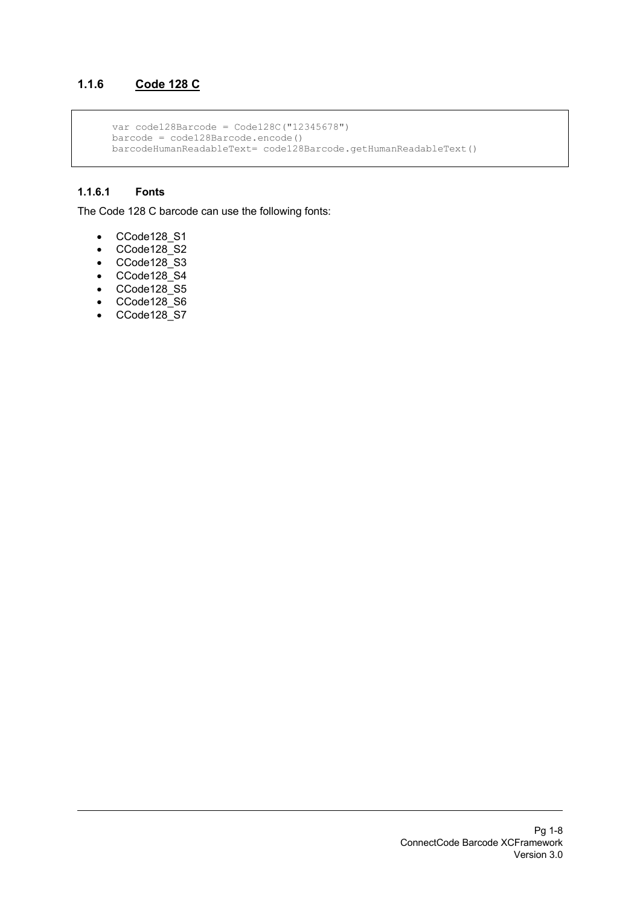### 1.1.6 Code 128 C

```
var code128Barcode = Code128C("12345678")
barcode = code128Barcode.encode()
barcodeHumanReadableText= code128Barcode.getHumanReadableText()
```

#### 1.1.6.1 Fonts

The Code 128 C barcode can use the following fonts:

- CCode128_S1
- CCode128_S2
- CCode128_S3
- CCode128_S4
- CCode128_S5
- CCode128_S6
- CCode128_S7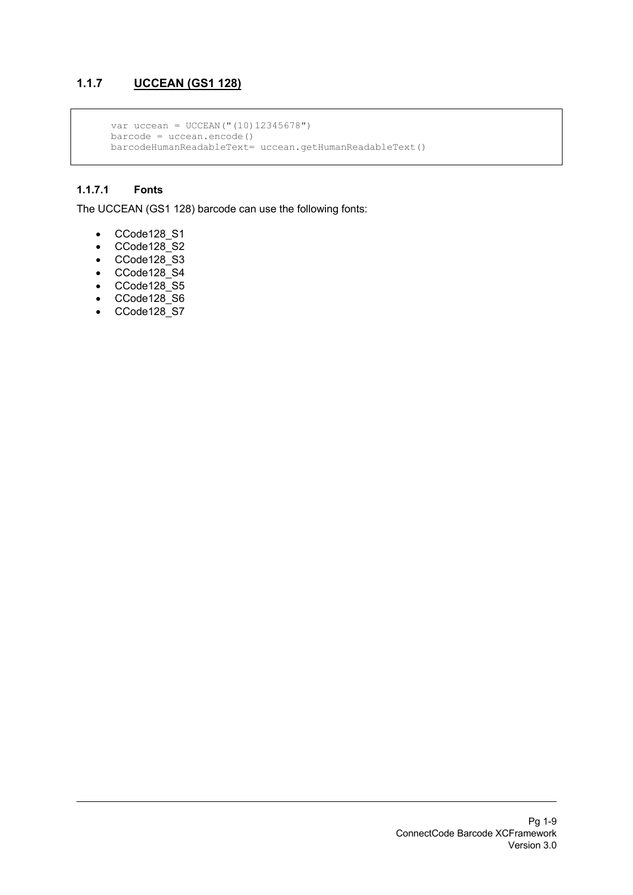### 1.1.7 UCCEAN (GS1 128)

```
var uccean = UCCEAN("(10)12345678")
barcode = uccean.encode()
barcodeHumanReadableText= uccean.getHumanReadableText()
```

#### 1.1.7.1 Fonts

The UCCEAN (GS1 128) barcode can use the following fonts:

- CCode128_S1
- CCode128_S2
- CCode128_S3
- CCode128_S4
- CCode128_S5
- CCode128_S6
- CCode128_S7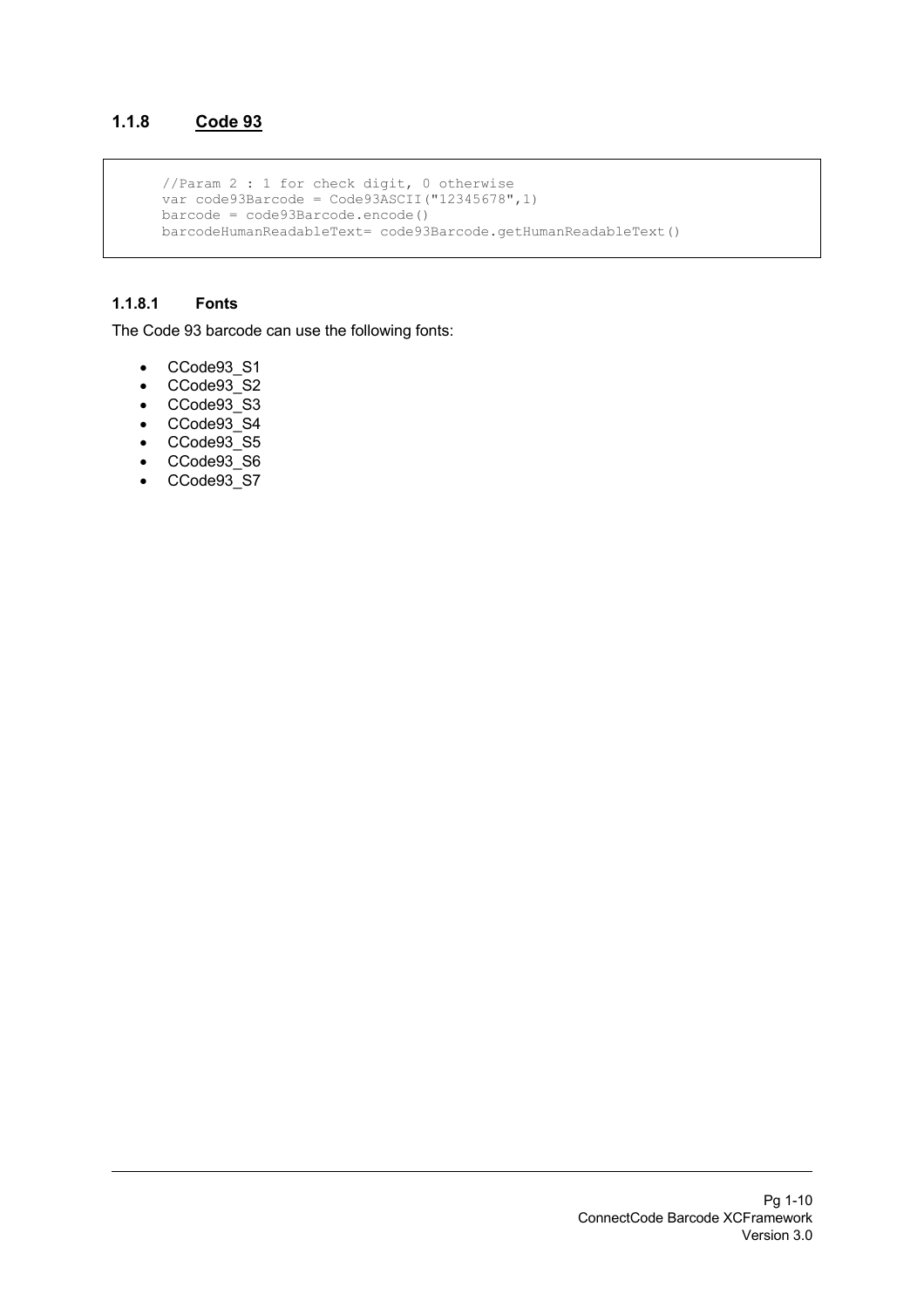### 1.1.8 Code 93

```
//Param 2 : 1 for check digit, 0 otherwise
var code93Barcode = Code93ASCII("12345678",1)
barcode = code93Barcode.encode()
barcodeHumanReadableText= code93Barcode.getHumanReadableText()
```

#### 1.1.8.1 Fonts

The Code 93 barcode can use the following fonts:

- CCode93_S1
- CCode93_S2
- CCode93_S3
- CCode93_S4
- CCode93_S5
- CCode93_S6
- CCode93_S7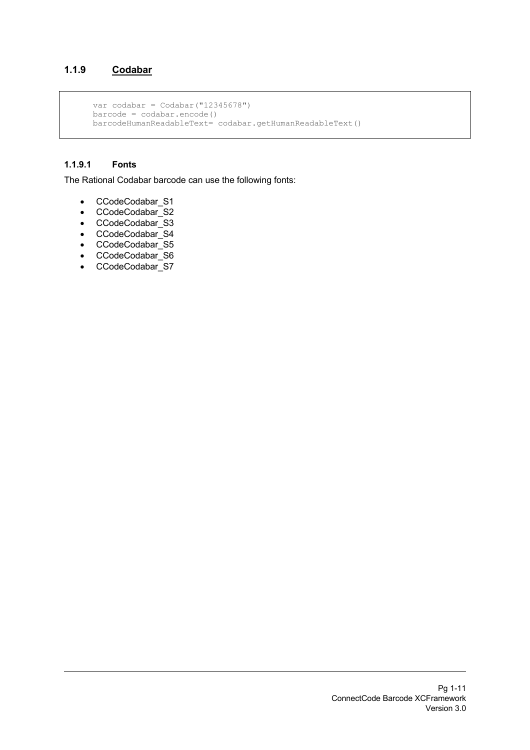### 1.1.9 Codabar

```
var codabar = Codabar("12345678")
barcode = codabar.encode()
barcodeHumanReadableText= codabar.getHumanReadableText()
```

#### 1.1.9.1 Fonts

The Rational Codabar barcode can use the following fonts:

- CCodeCodabar_S1
- CCodeCodabar_S2
- CCodeCodabar_S3
- CCodeCodabar_S4
- CCodeCodabar_S5
- CCodeCodabar_S6
- CCodeCodabar_S7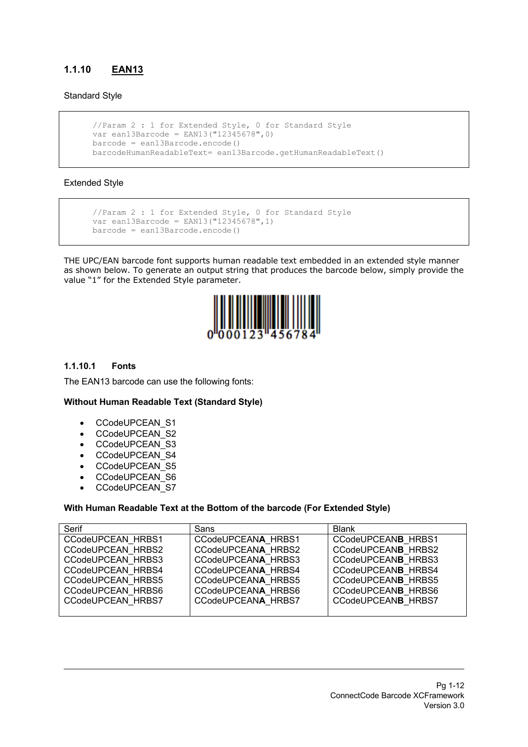### 1.1.10 EAN13

Standard Style

```
//Param 2 : 1 for Extended Style, 0 for Standard Style
var ean13Barcode = EAN13("12345678",0)
barcode = ean13Barcode.encode()
barcodeHumanReadableText= ean13Barcode.getHumanReadableText()
```

Extended Style

```
//Param 2 : 1 for Extended Style, 0 for Standard Style
var ean13Barcode = EAN13("12345678",1)
barcode = ean13Barcode.encode()
```

THE UPC/EAN barcode font supports human readable text embedded in an extended style manner as shown below. To generate an output string that produces the barcode below, simply provide the value "1" for the Extended Style parameter.

0 000123 456784

#### 1.1.10.1 Fonts

The EAN13 barcode can use the following fonts:

**Without Human Readable Text (Standard Style)**

- CCodeUPCEAN_S1
- CCodeUPCEAN_S2
- CCodeUPCEAN_S3
- CCodeUPCEAN_S4
- CCodeUPCEAN_S5
- CCodeUPCEAN_S6
- CCodeUPCEAN_S7

**With Human Readable Text at the Bottom of the barcode (For Extended Style)**

| Serif | Sans | Blank |
|---|---|---|
| CCodeUPCEAN_HRBS1 | CCodeUPCEAN**A**_HRBS1 | CCodeUPCEAN**B**_HRBS1 |
| CCodeUPCEAN_HRBS2 | CCodeUPCEAN**A**_HRBS2 | CCodeUPCEAN**B**_HRBS2 |
| CCodeUPCEAN_HRBS3 | CCodeUPCEAN**A**_HRBS3 | CCodeUPCEAN**B**_HRBS3 |
| CCodeUPCEAN_HRBS4 | CCodeUPCEAN**A**_HRBS4 | CCodeUPCEAN**B**_HRBS4 |
| CCodeUPCEAN_HRBS5 | CCodeUPCEAN**A**_HRBS5 | CCodeUPCEAN**B**_HRBS5 |
| CCodeUPCEAN_HRBS6 | CCodeUPCEAN**A**_HRBS6 | CCodeUPCEAN**B**_HRBS6 |
| CCodeUPCEAN_HRBS7 | CCodeUPCEAN**A**_HRBS7 | CCodeUPCEAN**B**_HRBS7 |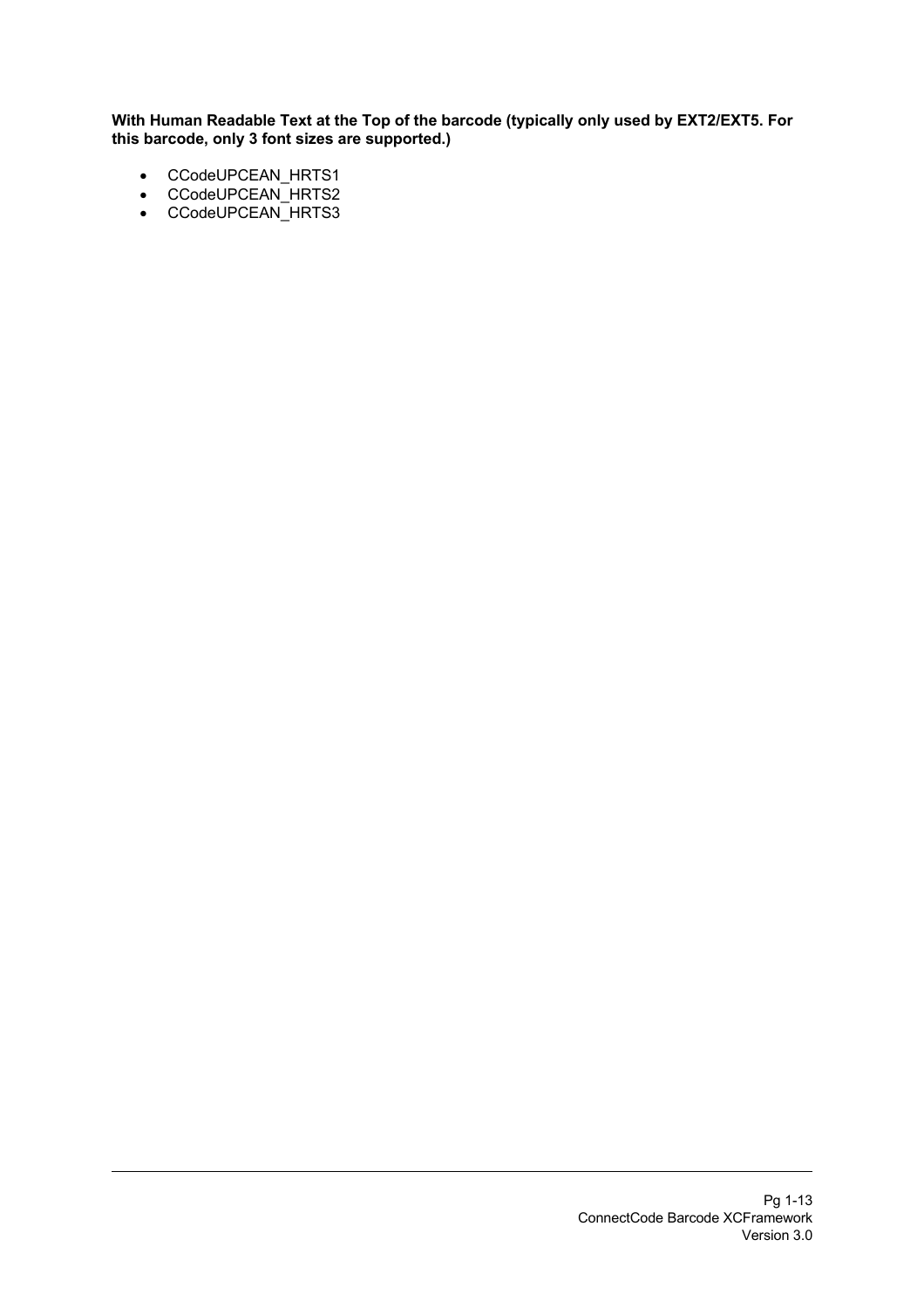**With Human Readable Text at the Top of the barcode (typically only used by EXT2/EXT5. For this barcode, only 3 font sizes are supported.)**

- CCodeUPCEAN_HRTS1
- CCodeUPCEAN_HRTS2
- CCodeUPCEAN_HRTS3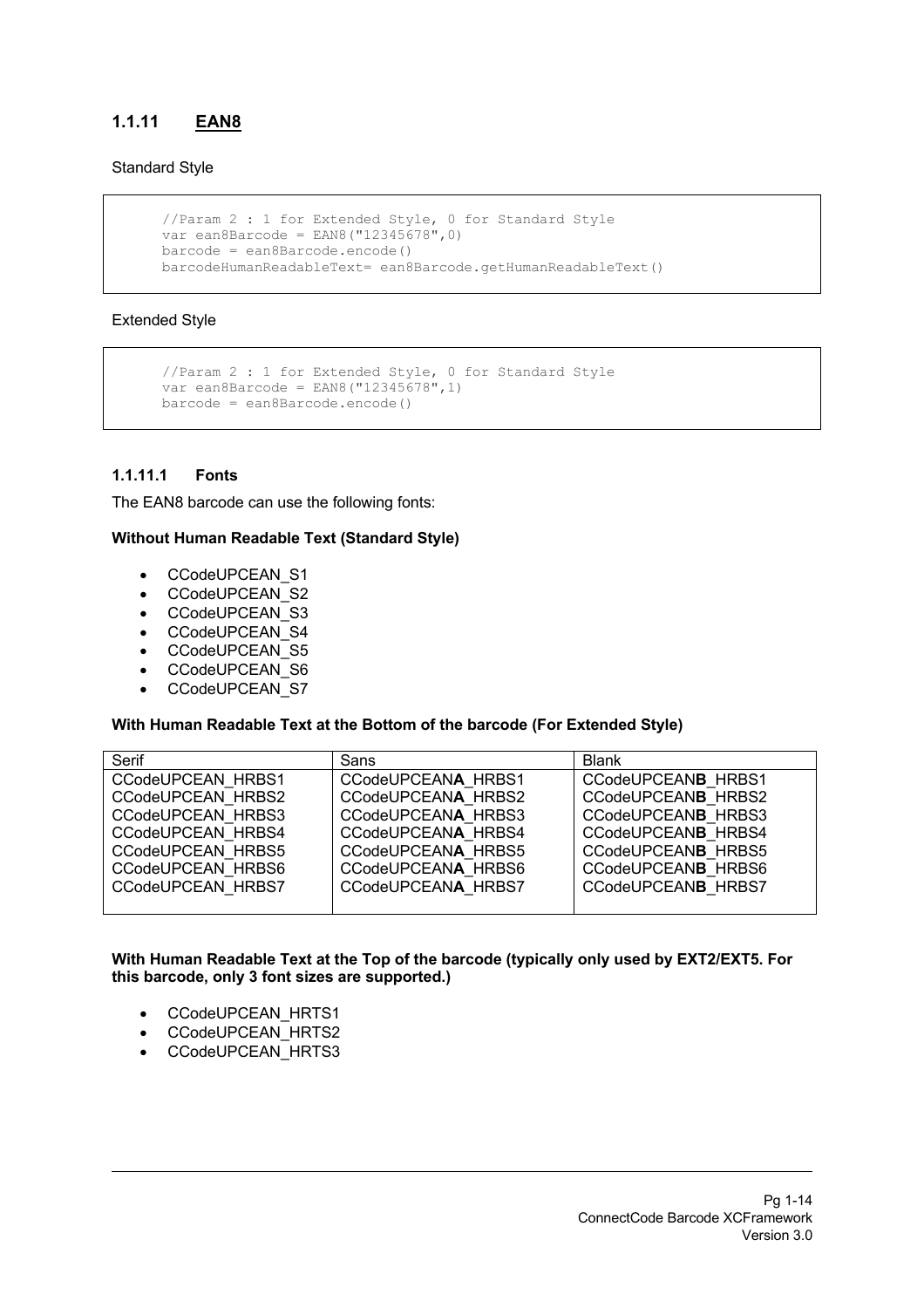### 1.1.11 EAN8

Standard Style

```
//Param 2 : 1 for Extended Style, 0 for Standard Style
var ean8Barcode = EAN8("12345678",0)
barcode = ean8Barcode.encode()
barcodeHumanReadableText= ean8Barcode.getHumanReadableText()
```

Extended Style

```
//Param 2 : 1 for Extended Style, 0 for Standard Style
var ean8Barcode = EAN8("12345678",1)
barcode = ean8Barcode.encode()
```

#### 1.1.11.1 Fonts

The EAN8 barcode can use the following fonts:

**Without Human Readable Text (Standard Style)**

- CCodeUPCEAN_S1
- CCodeUPCEAN_S2
- CCodeUPCEAN_S3
- CCodeUPCEAN_S4
- CCodeUPCEAN_S5
- CCodeUPCEAN_S6
- CCodeUPCEAN_S7

**With Human Readable Text at the Bottom of the barcode (For Extended Style)**

| Serif | Sans | Blank |
|---|---|---|
| CCodeUPCEAN_HRBS1 | CCodeUPCEAN**A**_HRBS1 | CCodeUPCEAN**B**_HRBS1 |
| CCodeUPCEAN_HRBS2 | CCodeUPCEAN**A**_HRBS2 | CCodeUPCEAN**B**_HRBS2 |
| CCodeUPCEAN_HRBS3 | CCodeUPCEAN**A**_HRBS3 | CCodeUPCEAN**B**_HRBS3 |
| CCodeUPCEAN_HRBS4 | CCodeUPCEAN**A**_HRBS4 | CCodeUPCEAN**B**_HRBS4 |
| CCodeUPCEAN_HRBS5 | CCodeUPCEAN**A**_HRBS5 | CCodeUPCEAN**B**_HRBS5 |
| CCodeUPCEAN_HRBS6 | CCodeUPCEAN**A**_HRBS6 | CCodeUPCEAN**B**_HRBS6 |
| CCodeUPCEAN_HRBS7 | CCodeUPCEAN**A**_HRBS7 | CCodeUPCEAN**B**_HRBS7 |

**With Human Readable Text at the Top of the barcode (typically only used by EXT2/EXT5. For this barcode, only 3 font sizes are supported.)**

- CCodeUPCEAN_HRTS1
- CCodeUPCEAN_HRTS2
- CCodeUPCEAN_HRTS3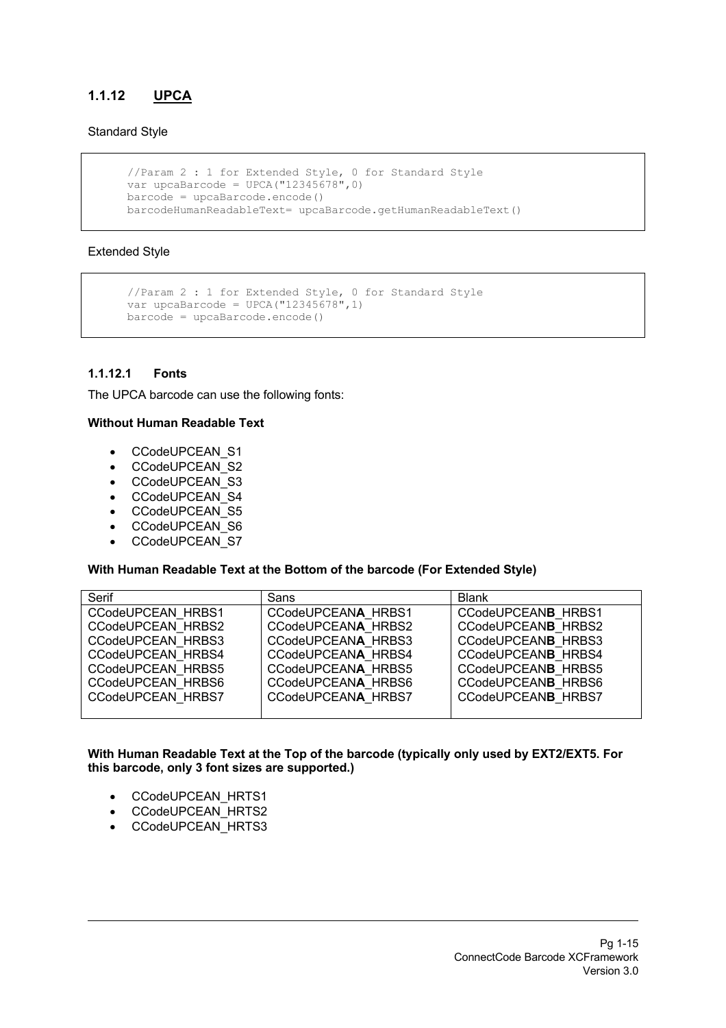### 1.1.12 UPCA

Standard Style

```
//Param 2 : 1 for Extended Style, 0 for Standard Style
var upcaBarcode = UPCA("12345678",0)
barcode = upcaBarcode.encode()
barcodeHumanReadableText= upcaBarcode.getHumanReadableText()
```

Extended Style

```
//Param 2 : 1 for Extended Style, 0 for Standard Style
var upcaBarcode = UPCA("12345678",1)
barcode = upcaBarcode.encode()
```

#### 1.1.12.1 Fonts

The UPCA barcode can use the following fonts:

**Without Human Readable Text**

- CCodeUPCEAN_S1
- CCodeUPCEAN_S2
- CCodeUPCEAN_S3
- CCodeUPCEAN_S4
- CCodeUPCEAN_S5
- CCodeUPCEAN_S6
- CCodeUPCEAN_S7

**With Human Readable Text at the Bottom of the barcode (For Extended Style)**

| Serif | Sans | Blank |
|---|---|---|
| CCodeUPCEAN_HRBS1 | CCodeUPCEAN**A**_HRBS1 | CCodeUPCEAN**B**_HRBS1 |
| CCodeUPCEAN_HRBS2 | CCodeUPCEAN**A**_HRBS2 | CCodeUPCEAN**B**_HRBS2 |
| CCodeUPCEAN_HRBS3 | CCodeUPCEAN**A**_HRBS3 | CCodeUPCEAN**B**_HRBS3 |
| CCodeUPCEAN_HRBS4 | CCodeUPCEAN**A**_HRBS4 | CCodeUPCEAN**B**_HRBS4 |
| CCodeUPCEAN_HRBS5 | CCodeUPCEAN**A**_HRBS5 | CCodeUPCEAN**B**_HRBS5 |
| CCodeUPCEAN_HRBS6 | CCodeUPCEAN**A**_HRBS6 | CCodeUPCEAN**B**_HRBS6 |
| CCodeUPCEAN_HRBS7 | CCodeUPCEAN**A**_HRBS7 | CCodeUPCEAN**B**_HRBS7 |

**With Human Readable Text at the Top of the barcode (typically only used by EXT2/EXT5. For this barcode, only 3 font sizes are supported.)**

- CCodeUPCEAN_HRTS1
- CCodeUPCEAN_HRTS2
- CCodeUPCEAN_HRTS3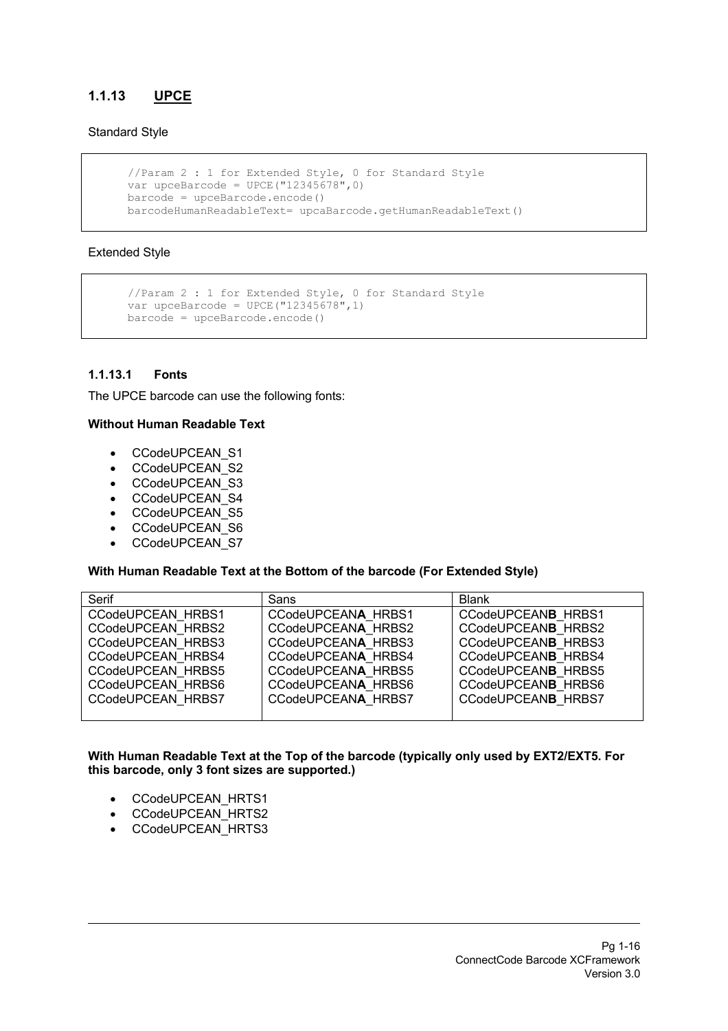### 1.1.13 UPCE

Standard Style

```
//Param 2 : 1 for Extended Style, 0 for Standard Style
var upceBarcode = UPCE("12345678",0)
barcode = upceBarcode.encode()
barcodeHumanReadableText= upcaBarcode.getHumanReadableText()
```

Extended Style

```
//Param 2 : 1 for Extended Style, 0 for Standard Style
var upceBarcode = UPCE("12345678",1)
barcode = upceBarcode.encode()
```

#### 1.1.13.1 Fonts

The UPCE barcode can use the following fonts:

**Without Human Readable Text**

- CCodeUPCEAN_S1
- CCodeUPCEAN_S2
- CCodeUPCEAN_S3
- CCodeUPCEAN_S4
- CCodeUPCEAN_S5
- CCodeUPCEAN_S6
- CCodeUPCEAN_S7

**With Human Readable Text at the Bottom of the barcode (For Extended Style)**

| Serif | Sans | Blank |
|---|---|---|
| CCodeUPCEAN_HRBS1 | CCodeUPCEAN**A**_HRBS1 | CCodeUPCEAN**B**_HRBS1 |
| CCodeUPCEAN_HRBS2 | CCodeUPCEAN**A**_HRBS2 | CCodeUPCEAN**B**_HRBS2 |
| CCodeUPCEAN_HRBS3 | CCodeUPCEAN**A**_HRBS3 | CCodeUPCEAN**B**_HRBS3 |
| CCodeUPCEAN_HRBS4 | CCodeUPCEAN**A**_HRBS4 | CCodeUPCEAN**B**_HRBS4 |
| CCodeUPCEAN_HRBS5 | CCodeUPCEAN**A**_HRBS5 | CCodeUPCEAN**B**_HRBS5 |
| CCodeUPCEAN_HRBS6 | CCodeUPCEAN**A**_HRBS6 | CCodeUPCEAN**B**_HRBS6 |
| CCodeUPCEAN_HRBS7 | CCodeUPCEAN**A**_HRBS7 | CCodeUPCEAN**B**_HRBS7 |

**With Human Readable Text at the Top of the barcode (typically only used by EXT2/EXT5. For this barcode, only 3 font sizes are supported.)**

- CCodeUPCEAN_HRTS1
- CCodeUPCEAN_HRTS2
- CCodeUPCEAN_HRTS3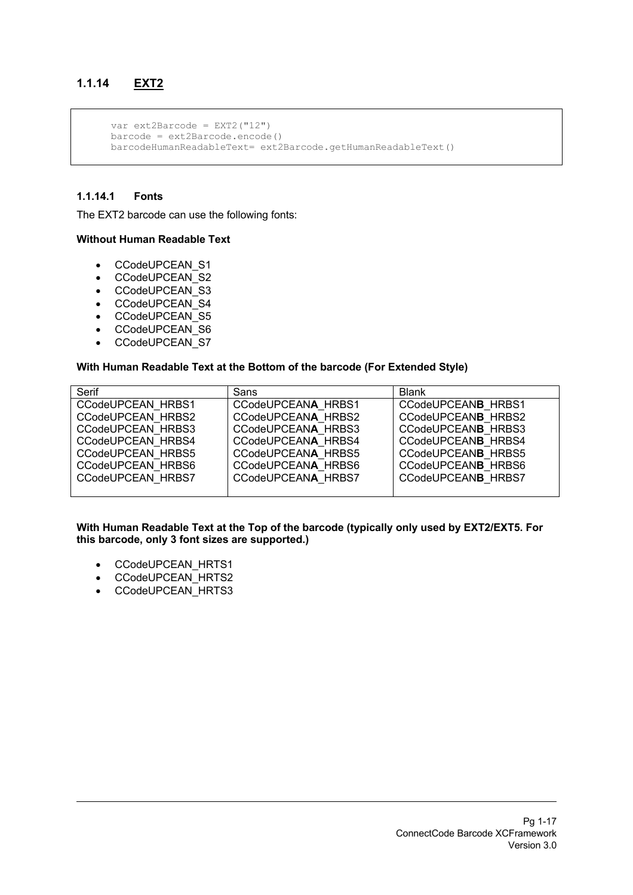### 1.1.14 EXT2

```
var ext2Barcode = EXT2("12")
barcode = ext2Barcode.encode()
barcodeHumanReadableText= ext2Barcode.getHumanReadableText()
```

#### 1.1.14.1 Fonts

The EXT2 barcode can use the following fonts:

**Without Human Readable Text**

- CCodeUPCEAN_S1
- CCodeUPCEAN_S2
- CCodeUPCEAN_S3
- CCodeUPCEAN_S4
- CCodeUPCEAN_S5
- CCodeUPCEAN_S6
- CCodeUPCEAN_S7

**With Human Readable Text at the Bottom of the barcode (For Extended Style)**

| Serif | Sans | Blank |
|---|---|---|
| CCodeUPCEAN_HRBS1 | CCodeUPCEAN**A**_HRBS1 | CCodeUPCEAN**B**_HRBS1 |
| CCodeUPCEAN_HRBS2 | CCodeUPCEAN**A**_HRBS2 | CCodeUPCEAN**B**_HRBS2 |
| CCodeUPCEAN_HRBS3 | CCodeUPCEAN**A**_HRBS3 | CCodeUPCEAN**B**_HRBS3 |
| CCodeUPCEAN_HRBS4 | CCodeUPCEAN**A**_HRBS4 | CCodeUPCEAN**B**_HRBS4 |
| CCodeUPCEAN_HRBS5 | CCodeUPCEAN**A**_HRBS5 | CCodeUPCEAN**B**_HRBS5 |
| CCodeUPCEAN_HRBS6 | CCodeUPCEAN**A**_HRBS6 | CCodeUPCEAN**B**_HRBS6 |
| CCodeUPCEAN_HRBS7 | CCodeUPCEAN**A**_HRBS7 | CCodeUPCEAN**B**_HRBS7 |

**With Human Readable Text at the Top of the barcode (typically only used by EXT2/EXT5. For this barcode, only 3 font sizes are supported.)**

- CCodeUPCEAN_HRTS1
- CCodeUPCEAN_HRTS2
- CCodeUPCEAN_HRTS3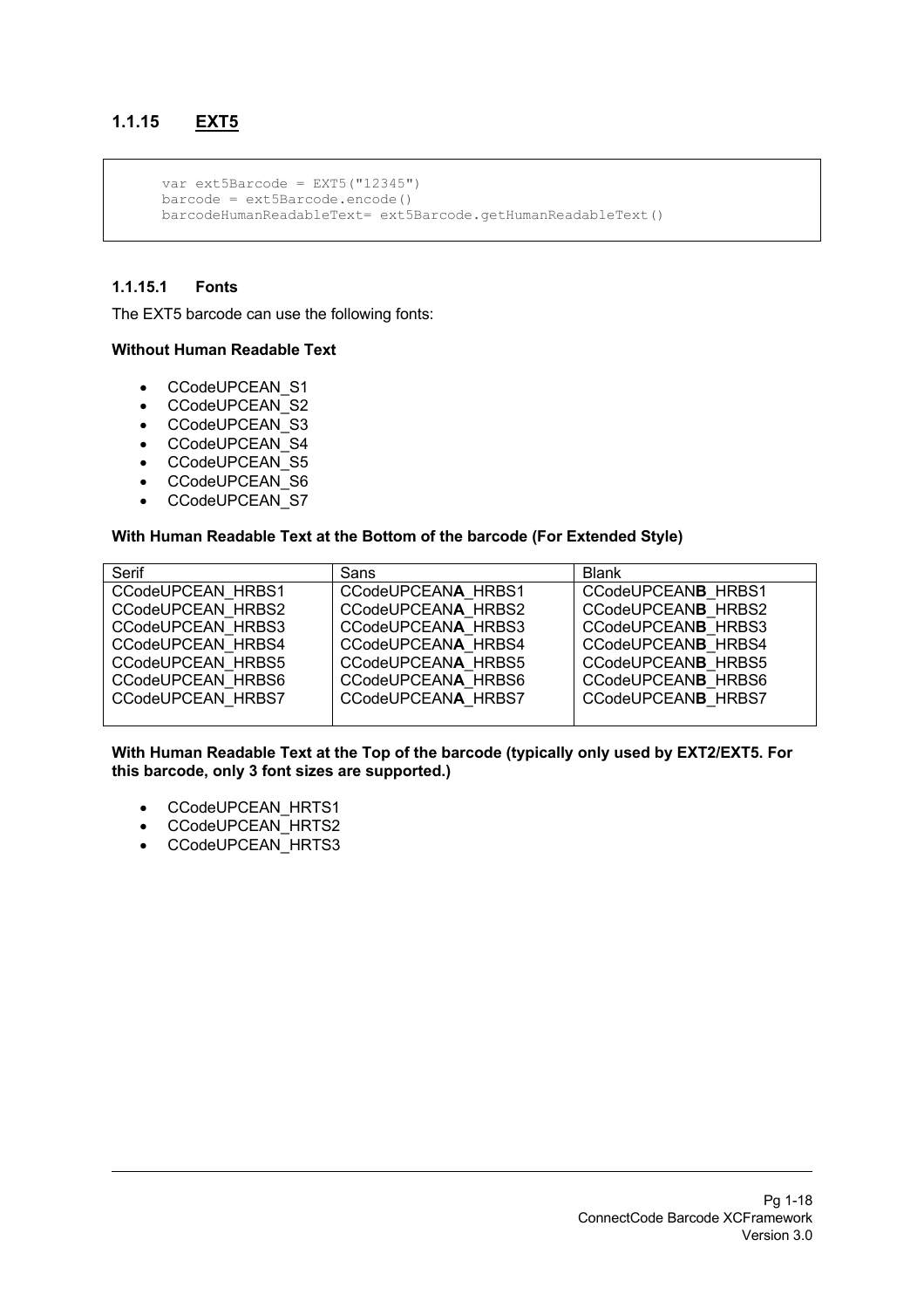### 1.1.15 EXT5

```
var ext5Barcode = EXT5("12345")
barcode = ext5Barcode.encode()
barcodeHumanReadableText= ext5Barcode.getHumanReadableText()
```

#### 1.1.15.1 Fonts

The EXT5 barcode can use the following fonts:

**Without Human Readable Text**

- CCodeUPCEAN_S1
- CCodeUPCEAN_S2
- CCodeUPCEAN_S3
- CCodeUPCEAN_S4
- CCodeUPCEAN_S5
- CCodeUPCEAN_S6
- CCodeUPCEAN_S7

**With Human Readable Text at the Bottom of the barcode (For Extended Style)**

| Serif | Sans | Blank |
|---|---|---|
| CCodeUPCEAN_HRBS1 | CCodeUPCEAN**A**_HRBS1 | CCodeUPCEAN**B**_HRBS1 |
| CCodeUPCEAN_HRBS2 | CCodeUPCEAN**A**_HRBS2 | CCodeUPCEAN**B**_HRBS2 |
| CCodeUPCEAN_HRBS3 | CCodeUPCEAN**A**_HRBS3 | CCodeUPCEAN**B**_HRBS3 |
| CCodeUPCEAN_HRBS4 | CCodeUPCEAN**A**_HRBS4 | CCodeUPCEAN**B**_HRBS4 |
| CCodeUPCEAN_HRBS5 | CCodeUPCEAN**A**_HRBS5 | CCodeUPCEAN**B**_HRBS5 |
| CCodeUPCEAN_HRBS6 | CCodeUPCEAN**A**_HRBS6 | CCodeUPCEAN**B**_HRBS6 |
| CCodeUPCEAN_HRBS7 | CCodeUPCEAN**A**_HRBS7 | CCodeUPCEAN**B**_HRBS7 |

**With Human Readable Text at the Top of the barcode (typically only used by EXT2/EXT5. For this barcode, only 3 font sizes are supported.)**

- CCodeUPCEAN_HRTS1
- CCodeUPCEAN_HRTS2
- CCodeUPCEAN_HRTS3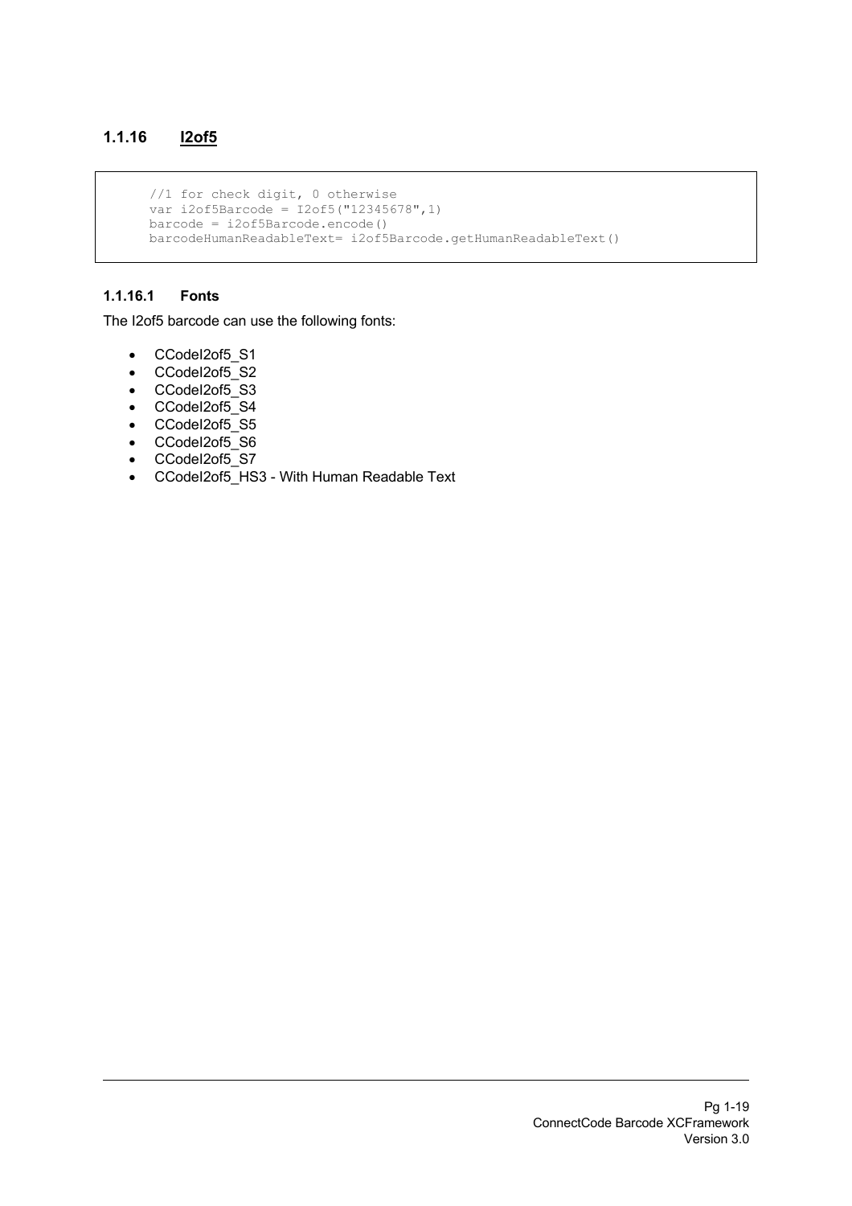### 1.1.16 I2of5

```
//1 for check digit, 0 otherwise
var i2of5Barcode = I2of5("12345678",1)
barcode = i2of5Barcode.encode()
barcodeHumanReadableText= i2of5Barcode.getHumanReadableText()
```

#### 1.1.16.1 Fonts

The I2of5 barcode can use the following fonts:

- CCodeI2of5_S1
- CCodeI2of5_S2
- CCodeI2of5_S3
- CCodeI2of5_S4
- CCodeI2of5_S5
- CCodeI2of5_S6
- CCodeI2of5_S7
- CCodeI2of5_HS3 - With Human Readable Text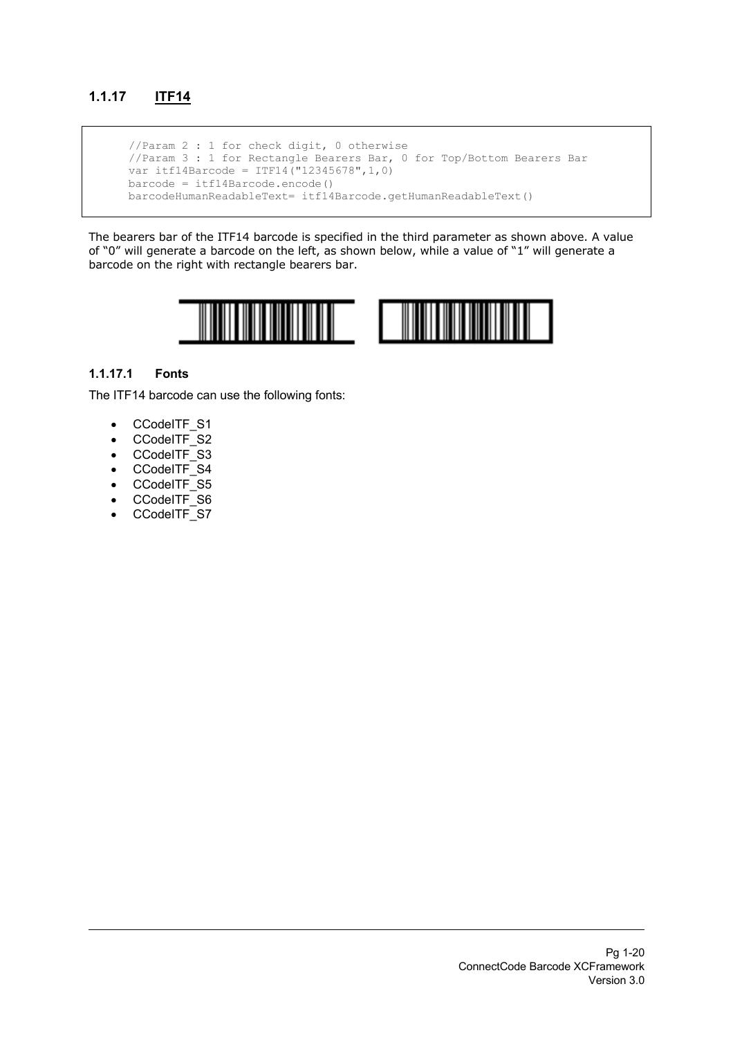### 1.1.17 ITF14

```
//Param 2 : 1 for check digit, 0 otherwise
//Param 3 : 1 for Rectangle Bearers Bar, 0 for Top/Bottom Bearers Bar
var itf14Barcode = ITF14("12345678",1,0)
barcode = itf14Barcode.encode()
barcodeHumanReadableText= itf14Barcode.getHumanReadableText()
```

The bearers bar of the ITF14 barcode is specified in the third parameter as shown above. A value of "0" will generate a barcode on the left, as shown below, while a value of "1" will generate a barcode on the right with rectangle bearers bar.

#### 1.1.17.1 Fonts

The ITF14 barcode can use the following fonts:

- CCodeITF_S1
- CCodeITF_S2
- CCodeITF_S3
- CCodeITF_S4
- CCodeITF_S5
- CCodeITF_S6
- CCodeITF_S7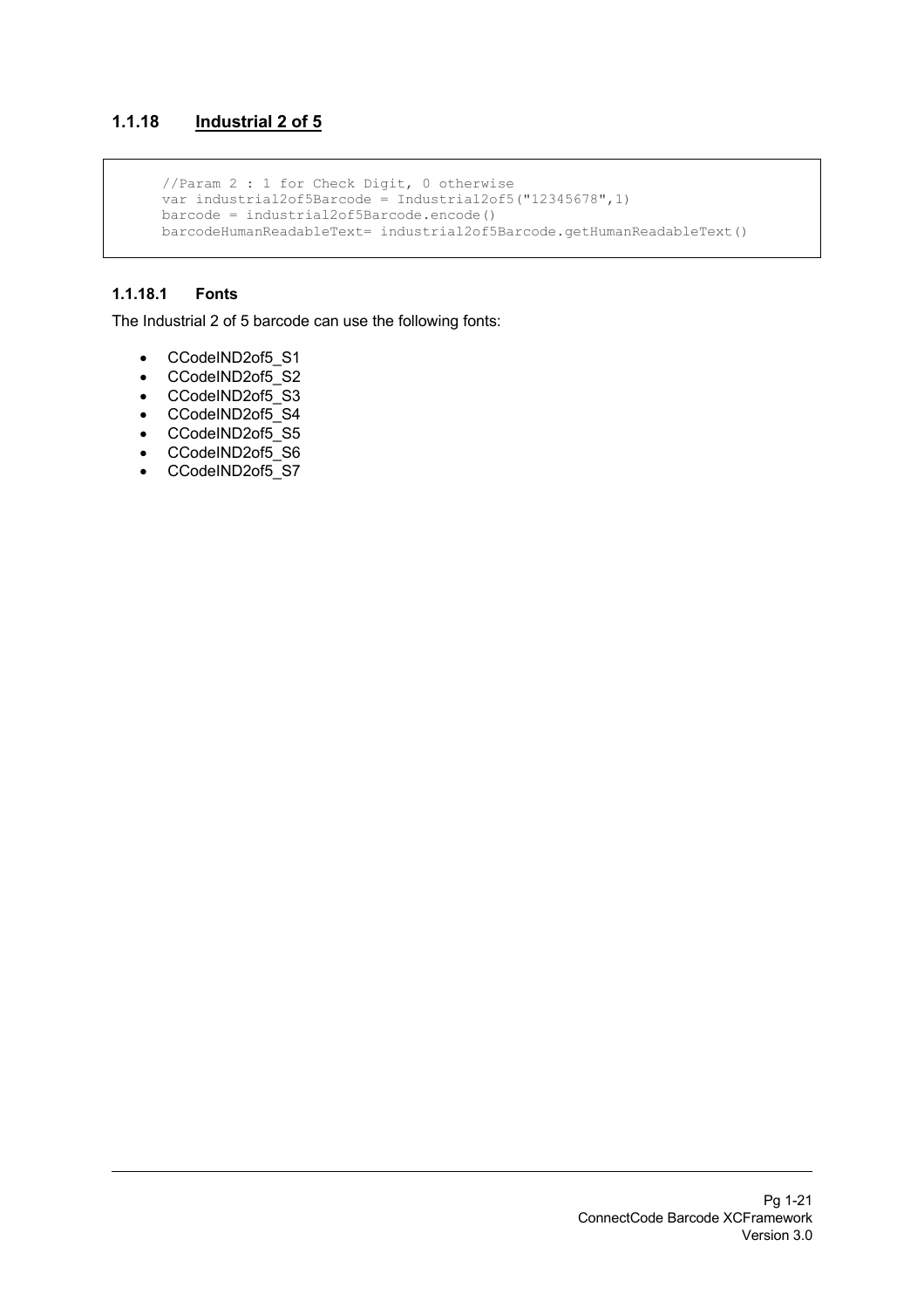### 1.1.18 Industrial 2 of 5

```
//Param 2 : 1 for Check Digit, 0 otherwise
var industrial2of5Barcode = Industrial2of5("12345678",1)
barcode = industrial2of5Barcode.encode()
barcodeHumanReadableText= industrial2of5Barcode.getHumanReadableText()
```

#### 1.1.18.1 Fonts

The Industrial 2 of 5 barcode can use the following fonts:

- CCodeIND2of5_S1
- CCodeIND2of5_S2
- CCodeIND2of5_S3
- CCodeIND2of5_S4
- CCodeIND2of5_S5
- CCodeIND2of5_S6
- CCodeIND2of5_S7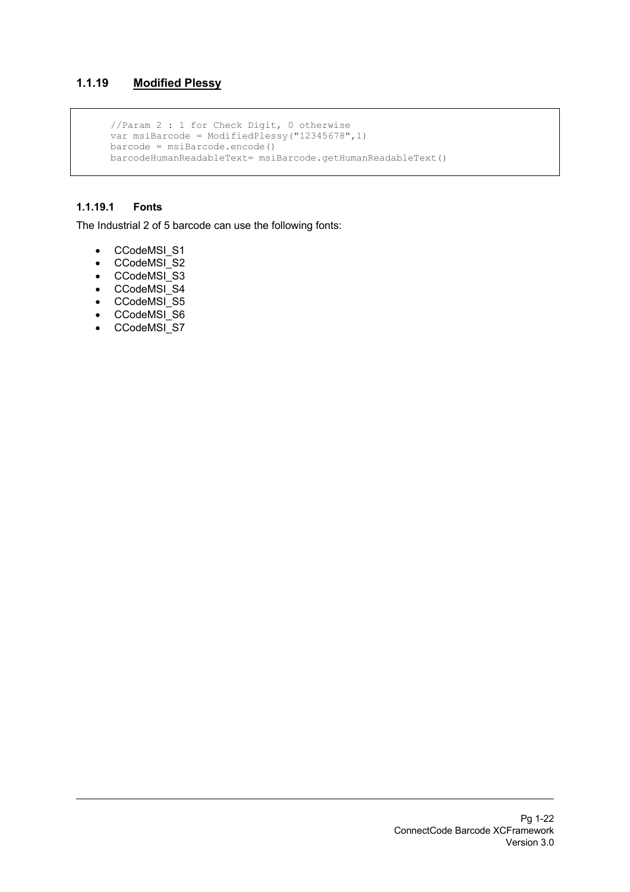### 1.1.19 Modified Plessy

```
//Param 2 : 1 for Check Digit, 0 otherwise
var msiBarcode = ModifiedPlessy("12345678",1)
barcode = msiBarcode.encode()
barcodeHumanReadableText= msiBarcode.getHumanReadableText()
```

#### 1.1.19.1 Fonts

The Industrial 2 of 5 barcode can use the following fonts:

- CCodeMSI_S1
- CCodeMSI_S2
- CCodeMSI_S3
- CCodeMSI_S4
- CCodeMSI_S5
- CCodeMSI_S6
- CCodeMSI_S7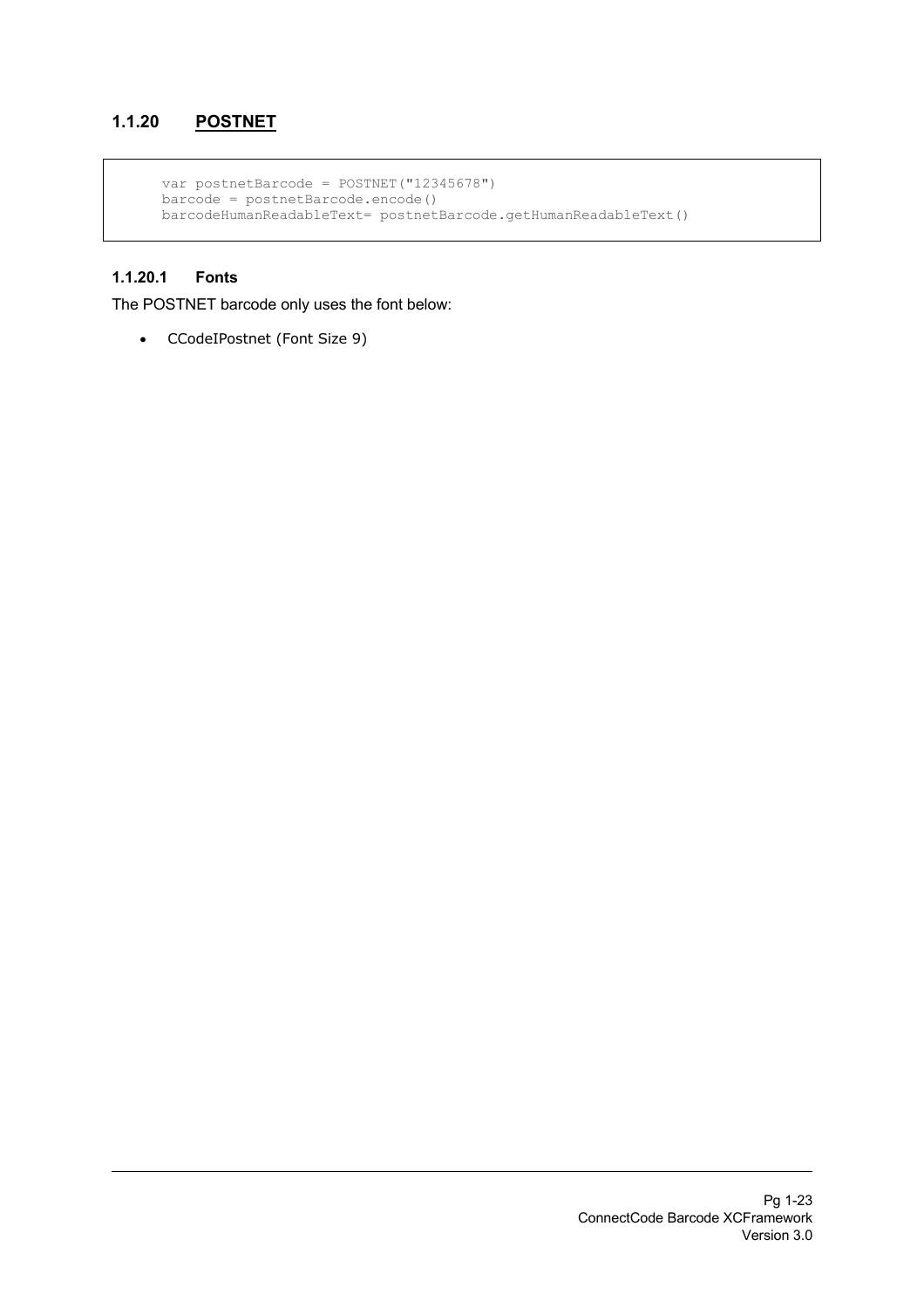### 1.1.20 POSTNET

```
var postnetBarcode = POSTNET("12345678")
barcode = postnetBarcode.encode()
barcodeHumanReadableText= postnetBarcode.getHumanReadableText()
```

#### 1.1.20.1 Fonts

The POSTNET barcode only uses the font below:

- CCodeIPostnet (Font Size 9)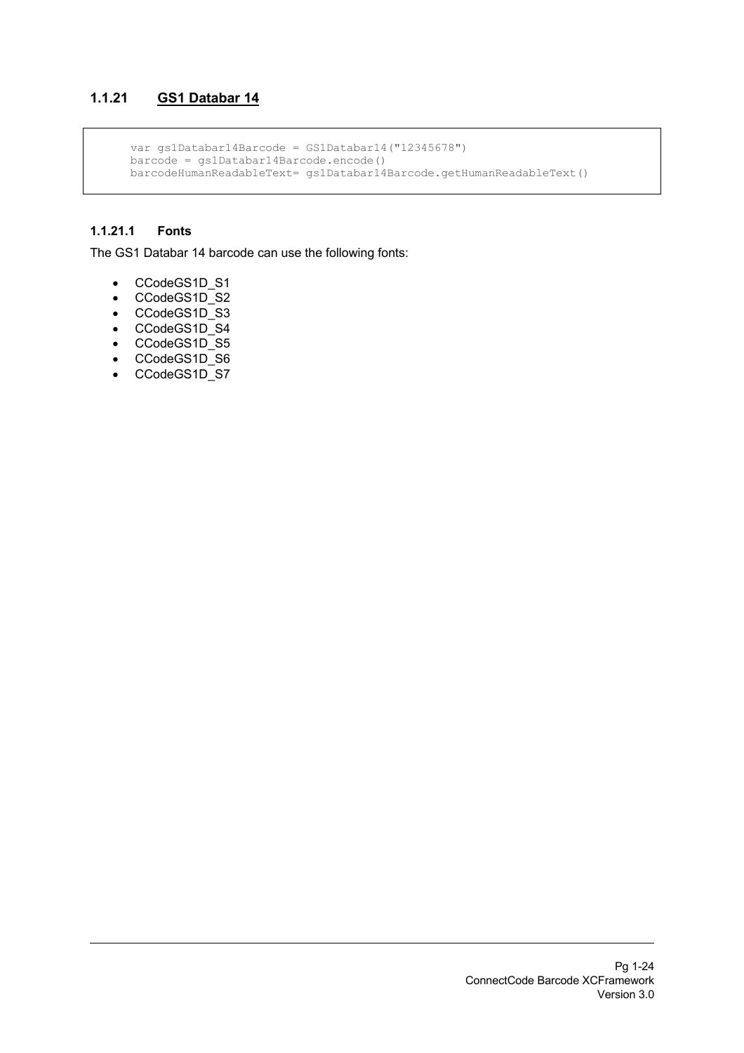### 1.1.21 GS1 Databar 14

```
var gs1Databar14Barcode = GS1Databar14("12345678")
barcode = gs1Databar14Barcode.encode()
barcodeHumanReadableText= gs1Databar14Barcode.getHumanReadableText()
```

#### 1.1.21.1 Fonts

The GS1 Databar 14 barcode can use the following fonts:

- CCodeGS1D_S1
- CCodeGS1D_S2
- CCodeGS1D_S3
- CCodeGS1D_S4
- CCodeGS1D_S5
- CCodeGS1D_S6
- CCodeGS1D_S7